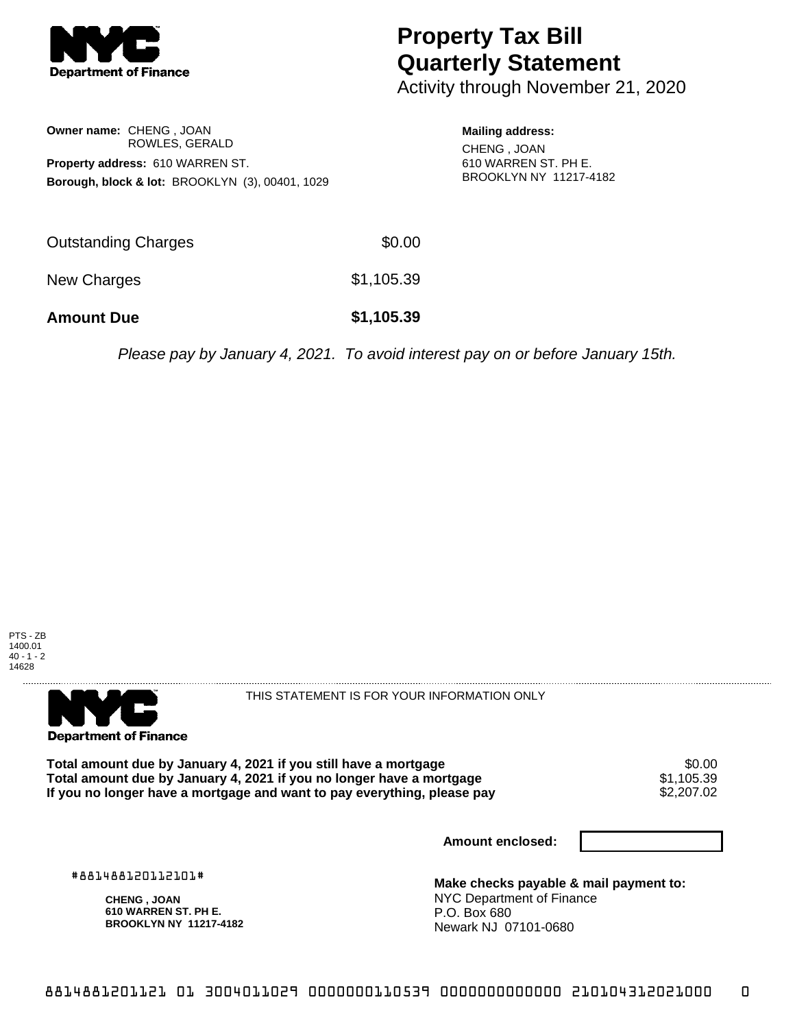NYC Department of Finance

# Property Tax Bill Quarterly Statement

Activity through November 21, 2020

**Owner name:** CHENG , JOAN
ROWLES, GERALD

**Property address:** 610 WARREN ST.

**Borough, block & lot:** BROOKLYN (3), 00401, 1029

**Mailing address:**
CHENG , JOAN
610 WARREN ST. PH E.
BROOKLYN NY 11217-4182

| | |
|---|---|
| Outstanding Charges | $0.00 |
| New Charges | $1,105.39 |
| **Amount Due** | **$1,105.39** |

*Please pay by January 4, 2021. To avoid interest pay on or before January 15th.*

PTS - ZB
1400.01
40 - 1 - 2
14628

NYC Department of Finance

THIS STATEMENT IS FOR YOUR INFORMATION ONLY

| | |
|---|---|
| **Total amount due by January 4, 2021 if you still have a mortgage** | $0.00 |
| **Total amount due by January 4, 2021 if you no longer have a mortgage** | $1,105.39 |
| **If you no longer have a mortgage and want to pay everything, please pay** | $2,207.02 |

**Amount enclosed:**

#881488120112101#

**CHENG , JOAN**
**610 WARREN ST. PH E.**
**BROOKLYN NY 11217-4182**

**Make checks payable & mail payment to:**
NYC Department of Finance
P.O. Box 680
Newark NJ 07101-0680

8814881201121 01 3004011029 0000000110539 0000000000000 210104312021000 0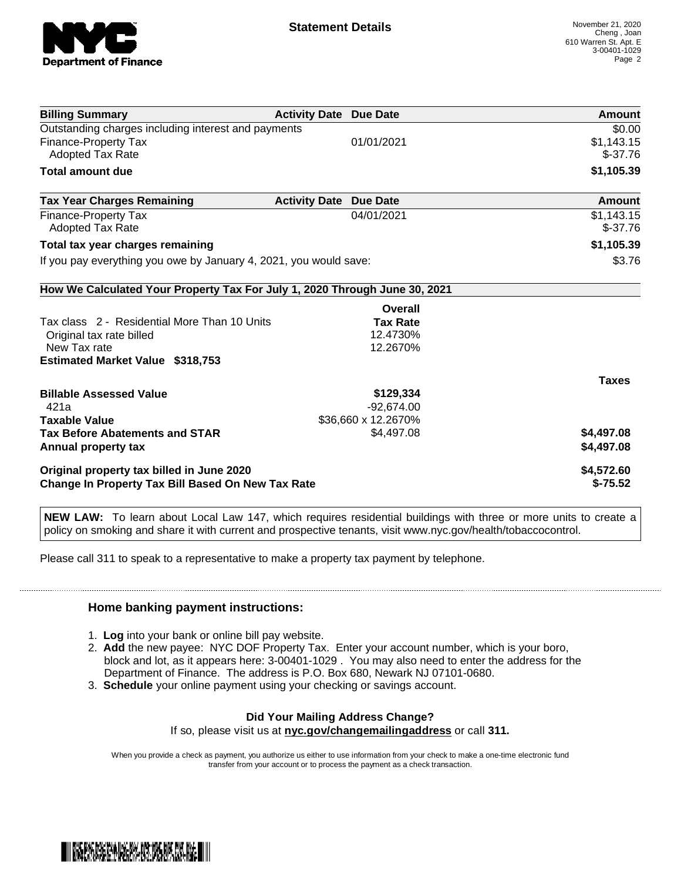# Statement Details

November 21, 2020
Cheng , Joan
610 Warren St. Apt. E
3-00401-1029

| Billing Summary | Activity Date | Due Date | Amount |
|---|---|---|---|
| Outstanding charges including interest and payments | | | $0.00 |
| Finance-Property Tax | | 01/01/2021 | $1,143.15 |
| Adopted Tax Rate | | | $-37.76 |
| **Total amount due** | | | **$1,105.39** |

| Tax Year Charges Remaining | Activity Date | Due Date | Amount |
|---|---|---|---|
| Finance-Property Tax | | 04/01/2021 | $1,143.15 |
| Adopted Tax Rate | | | $-37.76 |
| **Total tax year charges remaining** | | | **$1,105.39** |
| If you pay everything you owe by January 4, 2021, you would save: | | | $3.76 |

## How We Calculated Your Property Tax For July 1, 2020 Through June 30, 2021

| | Overall Tax Rate | |
|---|---|---|
| Tax class 2 - Residential More Than 10 Units | | |
| Original tax rate billed | 12.4730% | |
| New Tax rate | 12.2670% | |
| **Estimated Market Value $318,753** | | |
| | | **Taxes** |
| **Billable Assessed Value** | **$129,334** | |
| 421a | -92,674.00 | |
| **Taxable Value** | $36,660 x 12.2670% | |
| **Tax Before Abatements and STAR** | $4,497.08 | **$4,497.08** |
| **Annual property tax** | | **$4,497.08** |
| **Original property tax billed in June 2020** | | **$4,572.60** |
| **Change In Property Tax Bill Based On New Tax Rate** | | **$-75.52** |

**NEW LAW:** To learn about Local Law 147, which requires residential buildings with three or more units to create a policy on smoking and share it with current and prospective tenants, visit www.nyc.gov/health/tobaccocontrol.

Please call 311 to speak to a representative to make a property tax payment by telephone.

### Home banking payment instructions:

1. **Log** into your bank or online bill pay website.
2. **Add** the new payee: NYC DOF Property Tax. Enter your account number, which is your boro, block and lot, as it appears here: 3-00401-1029 . You may also need to enter the address for the Department of Finance. The address is P.O. Box 680, Newark NJ 07101-0680.
3. **Schedule** your online payment using your checking or savings account.

**Did Your Mailing Address Change?**
If so, please visit us at **nyc.gov/changemailingaddress** or call **311.**

When you provide a check as payment, you authorize us either to use information from your check to make a one-time electronic fund transfer from your account or to process the payment as a check transaction.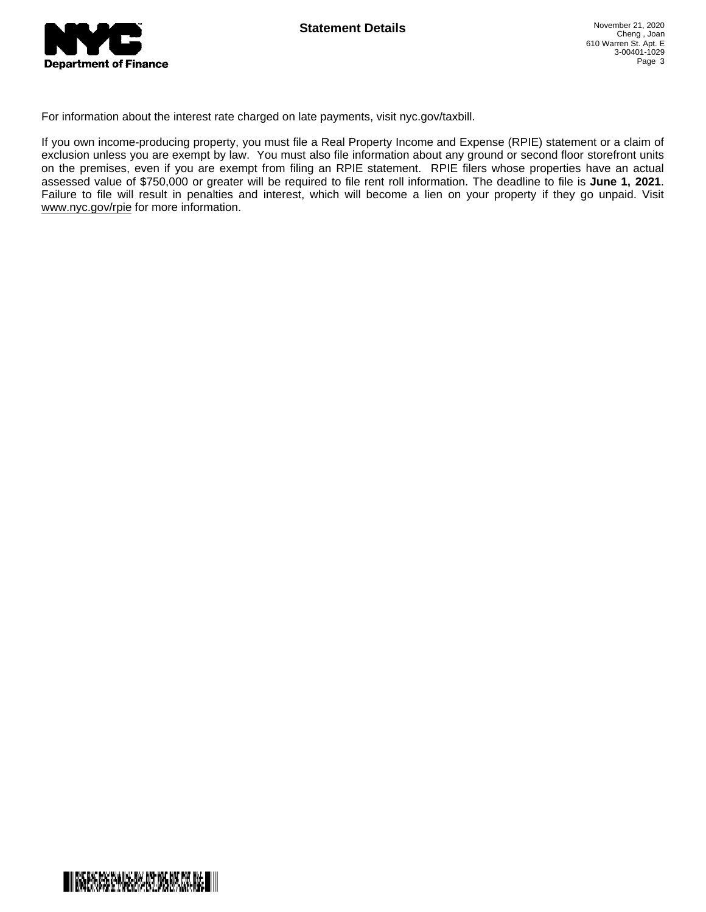For information about the interest rate charged on late payments, visit nyc.gov/taxbill.

If you own income-producing property, you must file a Real Property Income and Expense (RPIE) statement or a claim of exclusion unless you are exempt by law. You must also file information about any ground or second floor storefront units on the premises, even if you are exempt from filing an RPIE statement. RPIE filers whose properties have an actual assessed value of $750,000 or greater will be required to file rent roll information. The deadline to file is **June 1, 2021**. Failure to file will result in penalties and interest, which will become a lien on your property if they go unpaid. Visit www.nyc.gov/rpie for more information.